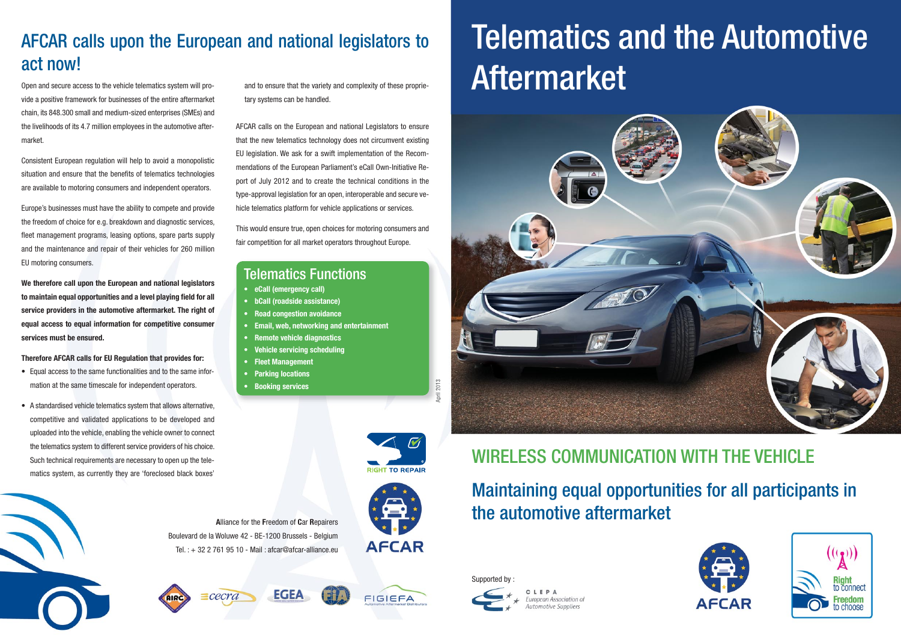## AFCAR calls upon the European and national legislators to act now!

Open and secure access to the vehicle telematics system will provide a positive framework for businesses of the entire aftermarket chain, its 848.300 small and medium-sized enterprises (SMEs) and the livelihoods of its 4.7 million employees in the automotive aftermarket.

Consistent European regulation will help to avoid a monopolistic situation and ensure that the benefits of telematics technologies are available to motoring consumers and independent operators.

Europe's businesses must have the ability to compete and provide the freedom of choice for e.g. breakdown and diagnostic services, fleet management programs, leasing options, spare parts supply and the maintenance and repair of their vehicles for 260 million EU motoring consumers.

**We therefore call upon the European and national legislators to maintain equal opportunities and a level playing field for all service providers in the automotive aftermarket. The right of equal access to equal information for competitive consumer services must be ensured.**

**Therefore AFCAR calls for EU Regulation that provides for:**

- Equal access to the same functionalities and to the same information at the same timescale for independent operators.
- A standardised vehicle telematics system that allows alternative, competitive and validated applications to be developed and uploaded into the vehicle, enabling the vehicle owner to connect the telematics system to different service providers of his choice. Such technical requirements are necessary to open up the telematics system, as currently they are 'foreclosed black boxes' and to ensure that the variety and complexity of these proprietary systems can be handled.

AFCAR calls on the European and national Legislators to ensure that the new telematics technology does not circumvent existing EU legislation. We ask for a swift implementation of the Recommendations of the European Parliament's eCall Own-Initiative Report of July 2012 and to create the technical conditions in the type-approval legislation for an open, interoperable and secure vehicle telematics platform for vehicle applications or services.

This would ensure true, open choices for motoring consumers and fair competition for all market operators throughout Europe.

### Telematics Functions

- **eCall (emergency call)**
- **bCall (roadside assistance)**
- **Road congestion avoidance**
- **Email, web, networking and entertainment**
- **Remote vehicle diagnostics**
- **Vehicle servicing scheduling**
- **Fleet Management**
- **Parking locations**
- **Booking services**

April 2013

RIGHT TO REPAIR

AFCAR

**A**lliance for the **F**reedom of **C**ar **R**epairers
Boulevard de la Woluwe 42 - BE-1200 Brussels - Belgium
Tel. : + 32 2 761 95 10 - Mail : afcar@afcar-alliance.eu

AIRC · cecra · EGEA · FIA · FIGIEFA Automotive Aftermarket Distributors

# Telematics and the Automotive Aftermarket

## WIRELESS COMMUNICATION WITH THE VEHICLE

## Maintaining equal opportunities for all participants in the automotive aftermarket

Supported by :

CLEPA
European Association of Automotive Suppliers

AFCAR

Right to connect
Freedom to choose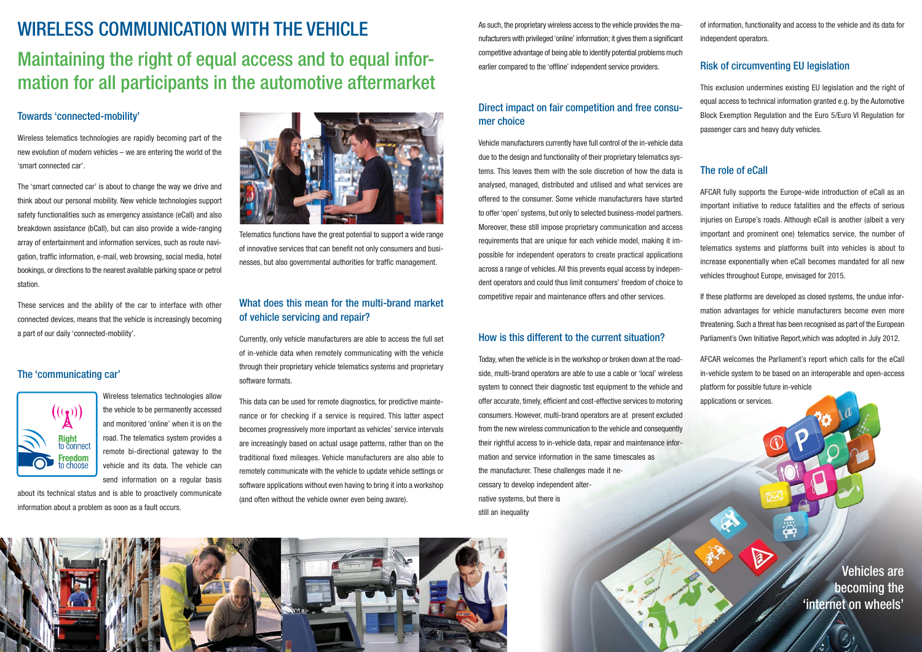# WIRELESS COMMUNICATION WITH THE VEHICLE

## Maintaining the right of equal access and to equal information for all participants in the automotive aftermarket

### Towards 'connected-mobility'

Wireless telematics technologies are rapidly becoming part of the new evolution of modern vehicles – we are entering the world of the 'smart connected car'.

The 'smart connected car' is about to change the way we drive and think about our personal mobility. New vehicle technologies support safety functionalities such as emergency assistance (eCall) and also breakdown assistance (bCall), but can also provide a wide-ranging array of entertainment and information services, such as route navigation, traffic information, e-mail, web browsing, social media, hotel bookings, or directions to the nearest available parking space or petrol station.

These services and the ability of the car to interface with other connected devices, means that the vehicle is increasingly becoming a part of our daily 'connected-mobility'.

### The 'communicating car'

Right to connect
Freedom to choose

Wireless telematics technologies allow the vehicle to be permanently accessed and monitored 'online' when it is on the road. The telematics system provides a remote bi-directional gateway to the vehicle and its data. The vehicle can send information on a regular basis about its technical status and is able to proactively communicate information about a problem as soon as a fault occurs.

Telematics functions have the great potential to support a wide range of innovative services that can benefit not only consumers and businesses, but also governmental authorities for traffic management.

### What does this mean for the multi-brand market of vehicle servicing and repair?

Currently, only vehicle manufacturers are able to access the full set of in-vehicle data when remotely communicating with the vehicle through their proprietary vehicle telematics systems and proprietary software formats.

This data can be used for remote diagnostics, for predictive maintenance or for checking if a service is required. This latter aspect becomes progressively more important as vehicles' service intervals are increasingly based on actual usage patterns, rather than on the traditional fixed mileages. Vehicle manufacturers are also able to remotely communicate with the vehicle to update vehicle settings or software applications without even having to bring it into a workshop (and often without the vehicle owner even being aware).

As such, the proprietary wireless access to the vehicle provides the manufacturers with privileged 'online' information; it gives them a significant competitive advantage of being able to identify potential problems much earlier compared to the 'offline' independent service providers.

### Direct impact on fair competition and free consumer choice

Vehicle manufacturers currently have full control of the in-vehicle data due to the design and functionality of their proprietary telematics systems. This leaves them with the sole discretion of how the data is analysed, managed, distributed and utilised and what services are offered to the consumer. Some vehicle manufacturers have started to offer 'open' systems, but only to selected business-model partners. Moreover, these still impose proprietary communication and access requirements that are unique for each vehicle model, making it impossible for independent operators to create practical applications across a range of vehicles. All this prevents equal access by independent operators and could thus limit consumers' freedom of choice to competitive repair and maintenance offers and other services.

### How is this different to the current situation?

Today, when the vehicle is in the workshop or broken down at the roadside, multi-brand operators are able to use a cable or 'local' wireless system to connect their diagnostic test equipment to the vehicle and offer accurate, timely, efficient and cost-effective services to motoring consumers. However, multi-brand operators are at present excluded from the new wireless communication to the vehicle and consequently their rightful access to in-vehicle data, repair and maintenance information and service information in the same timescales as the manufacturer. These challenges made it necessary to develop independent alternative systems, but there is still an inequality of information, functionality and access to the vehicle and its data for independent operators.

### Risk of circumventing EU legislation

This exclusion undermines existing EU legislation and the right of equal access to technical information granted e.g. by the Automotive Block Exemption Regulation and the Euro 5/Euro VI Regulation for passenger cars and heavy duty vehicles.

### The role of eCall

AFCAR fully supports the Europe-wide introduction of eCall as an important initiative to reduce fatalities and the effects of serious injuries on Europe's roads. Although eCall is another (albeit a very important and prominent one) telematics service, the number of telematics systems and platforms built into vehicles is about to increase exponentially when eCall becomes mandated for all new vehicles throughout Europe, envisaged for 2015.

If these platforms are developed as closed systems, the undue information advantages for vehicle manufacturers become even more threatening. Such a threat has been recognised as part of the European Parliament's Own Initiative Report,which was adopted in July 2012.

AFCAR welcomes the Parliament's report which calls for the eCall in-vehicle system to be based on an interoperable and open-access platform for possible future in-vehicle applications or services.

Vehicles are becoming the 'internet on wheels'